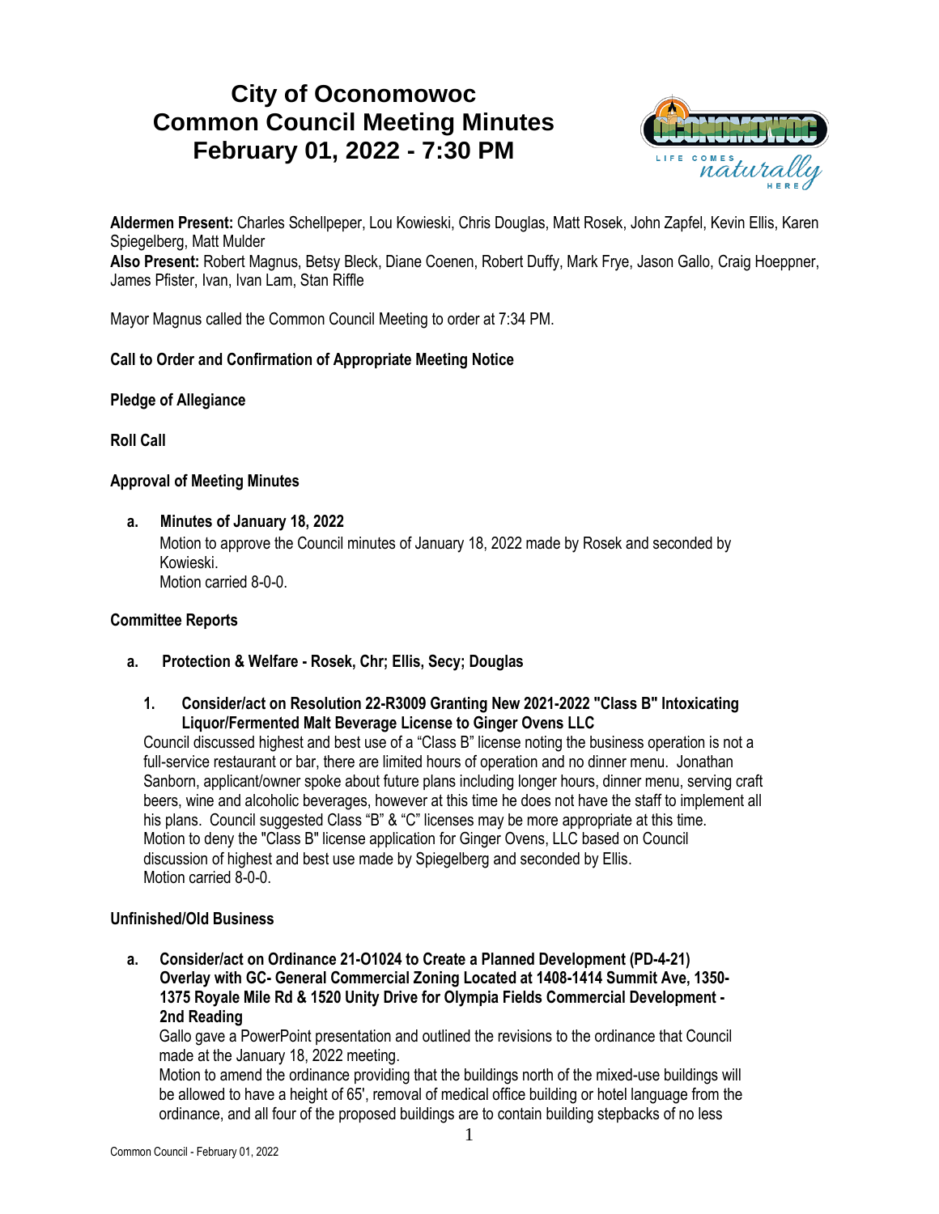# City of Oconomowoc
# Common Council Meeting Minutes
# February 01, 2022 - 7:30 PM

**Aldermen Present:** Charles Schellpeper, Lou Kowieski, Chris Douglas, Matt Rosek, John Zapfel, Kevin Ellis, Karen Spiegelberg, Matt Mulder
**Also Present:** Robert Magnus, Betsy Bleck, Diane Coenen, Robert Duffy, Mark Frye, Jason Gallo, Craig Hoeppner, James Pfister, Ivan, Ivan Lam, Stan Riffle

Mayor Magnus called the Common Council Meeting to order at 7:34 PM.

**Call to Order and Confirmation of Appropriate Meeting Notice**

**Pledge of Allegiance**

**Roll Call**

**Approval of Meeting Minutes**

**a. Minutes of January 18, 2022**
Motion to approve the Council minutes of January 18, 2022 made by Rosek and seconded by Kowieski.
Motion carried 8-0-0.

**Committee Reports**

**a. Protection & Welfare - Rosek, Chr; Ellis, Secy; Douglas**

**1. Consider/act on Resolution 22-R3009 Granting New 2021-2022 "Class B" Intoxicating Liquor/Fermented Malt Beverage License to Ginger Ovens LLC**
Council discussed highest and best use of a "Class B" license noting the business operation is not a full-service restaurant or bar, there are limited hours of operation and no dinner menu. Jonathan Sanborn, applicant/owner spoke about future plans including longer hours, dinner menu, serving craft beers, wine and alcoholic beverages, however at this time he does not have the staff to implement all his plans. Council suggested Class "B" & "C" licenses may be more appropriate at this time.
Motion to deny the "Class B" license application for Ginger Ovens, LLC based on Council discussion of highest and best use made by Spiegelberg and seconded by Ellis.
Motion carried 8-0-0.

**Unfinished/Old Business**

**a. Consider/act on Ordinance 21-O1024 to Create a Planned Development (PD-4-21) Overlay with GC- General Commercial Zoning Located at 1408-1414 Summit Ave, 1350-1375 Royale Mile Rd & 1520 Unity Drive for Olympia Fields Commercial Development - 2nd Reading**
Gallo gave a PowerPoint presentation and outlined the revisions to the ordinance that Council made at the January 18, 2022 meeting.
Motion to amend the ordinance providing that the buildings north of the mixed-use buildings will be allowed to have a height of 65', removal of medical office building or hotel language from the ordinance, and all four of the proposed buildings are to contain building stepbacks of no less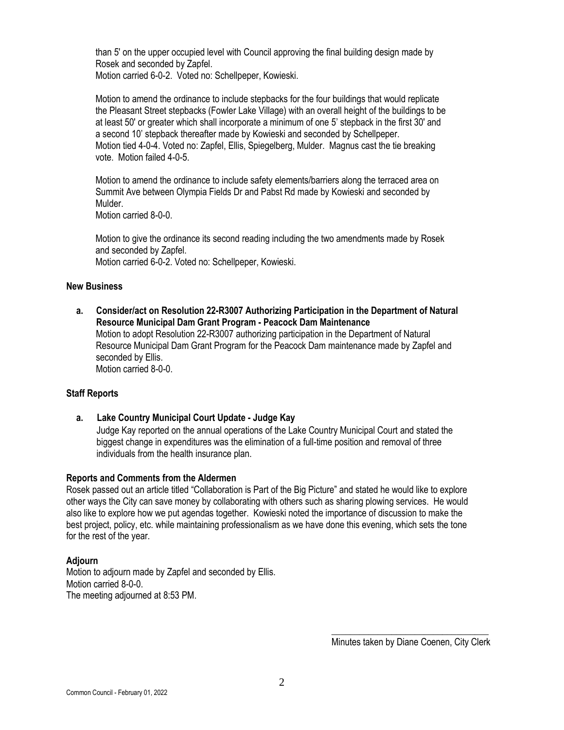than 5' on the upper occupied level with Council approving the final building design made by Rosek and seconded by Zapfel.
Motion carried 6-0-2. Voted no: Schellpeper, Kowieski.

Motion to amend the ordinance to include stepbacks for the four buildings that would replicate the Pleasant Street stepbacks (Fowler Lake Village) with an overall height of the buildings to be at least 50' or greater which shall incorporate a minimum of one 5' stepback in the first 30' and a second 10' stepback thereafter made by Kowieski and seconded by Schellpeper.
Motion tied 4-0-4. Voted no: Zapfel, Ellis, Spiegelberg, Mulder. Magnus cast the tie breaking vote. Motion failed 4-0-5.

Motion to amend the ordinance to include safety elements/barriers along the terraced area on Summit Ave between Olympia Fields Dr and Pabst Rd made by Kowieski and seconded by Mulder.
Motion carried 8-0-0.

Motion to give the ordinance its second reading including the two amendments made by Rosek and seconded by Zapfel.
Motion carried 6-0-2. Voted no: Schellpeper, Kowieski.

**New Business**

**a. Consider/act on Resolution 22-R3007 Authorizing Participation in the Department of Natural Resource Municipal Dam Grant Program - Peacock Dam Maintenance**
Motion to adopt Resolution 22-R3007 authorizing participation in the Department of Natural Resource Municipal Dam Grant Program for the Peacock Dam maintenance made by Zapfel and seconded by Ellis.
Motion carried 8-0-0.

**Staff Reports**

**a. Lake Country Municipal Court Update - Judge Kay**
Judge Kay reported on the annual operations of the Lake Country Municipal Court and stated the biggest change in expenditures was the elimination of a full-time position and removal of three individuals from the health insurance plan.

**Reports and Comments from the Aldermen**
Rosek passed out an article titled "Collaboration is Part of the Big Picture" and stated he would like to explore other ways the City can save money by collaborating with others such as sharing plowing services. He would also like to explore how we put agendas together. Kowieski noted the importance of discussion to make the best project, policy, etc. while maintaining professionalism as we have done this evening, which sets the tone for the rest of the year.

**Adjourn**
Motion to adjourn made by Zapfel and seconded by Ellis.
Motion carried 8-0-0.
The meeting adjourned at 8:53 PM.

\_\_\_\_\_\_\_\_\_\_\_\_\_\_\_\_\_\_\_\_\_\_\_\_\_\_\_\_\_\_\_\_\_\_
Minutes taken by Diane Coenen, City Clerk